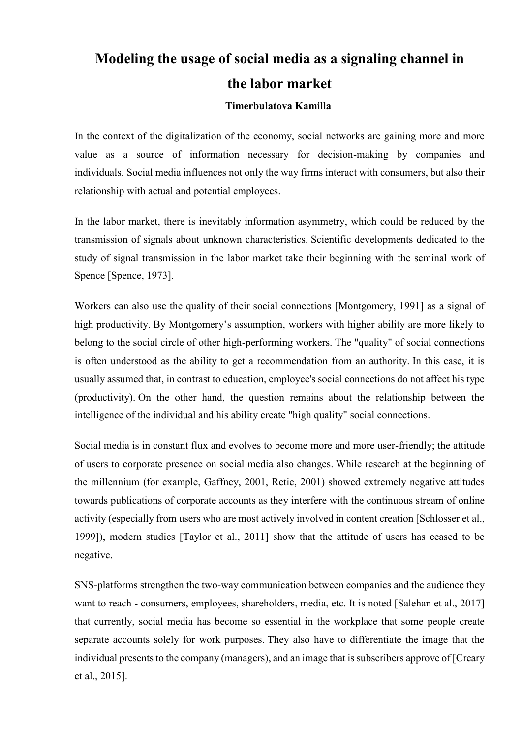# Modeling the usage of social media as a signaling channel in the labor market

**Timerbulatova Kamilla**

In the context of the digitalization of the economy, social networks are gaining more and more value as a source of information necessary for decision-making by companies and individuals. Social media influences not only the way firms interact with consumers, but also their relationship with actual and potential employees.

In the labor market, there is inevitably information asymmetry, which could be reduced by the transmission of signals about unknown characteristics. Scientific developments dedicated to the study of signal transmission in the labor market take their beginning with the seminal work of Spence [Spence, 1973].

Workers can also use the quality of their social connections [Montgomery, 1991] as a signal of high productivity. By Montgomery's assumption, workers with higher ability are more likely to belong to the social circle of other high-performing workers. The "quality" of social connections is often understood as the ability to get a recommendation from an authority. In this case, it is usually assumed that, in contrast to education, employee's social connections do not affect his type (productivity). On the other hand, the question remains about the relationship between the intelligence of the individual and his ability create "high quality" social connections.

Social media is in constant flux and evolves to become more and more user-friendly; the attitude of users to corporate presence on social media also changes. While research at the beginning of the millennium (for example, Gaffney, 2001, Retie, 2001) showed extremely negative attitudes towards publications of corporate accounts as they interfere with the continuous stream of online activity (especially from users who are most actively involved in content creation [Schlosser et al., 1999]), modern studies [Taylor et al., 2011] show that the attitude of users has ceased to be negative.

SNS-platforms strengthen the two-way communication between companies and the audience they want to reach - consumers, employees, shareholders, media, etc. It is noted [Salehan et al., 2017] that currently, social media has become so essential in the workplace that some people create separate accounts solely for work purposes. They also have to differentiate the image that the individual presents to the company (managers), and an image that is subscribers approve of [Creary et al., 2015].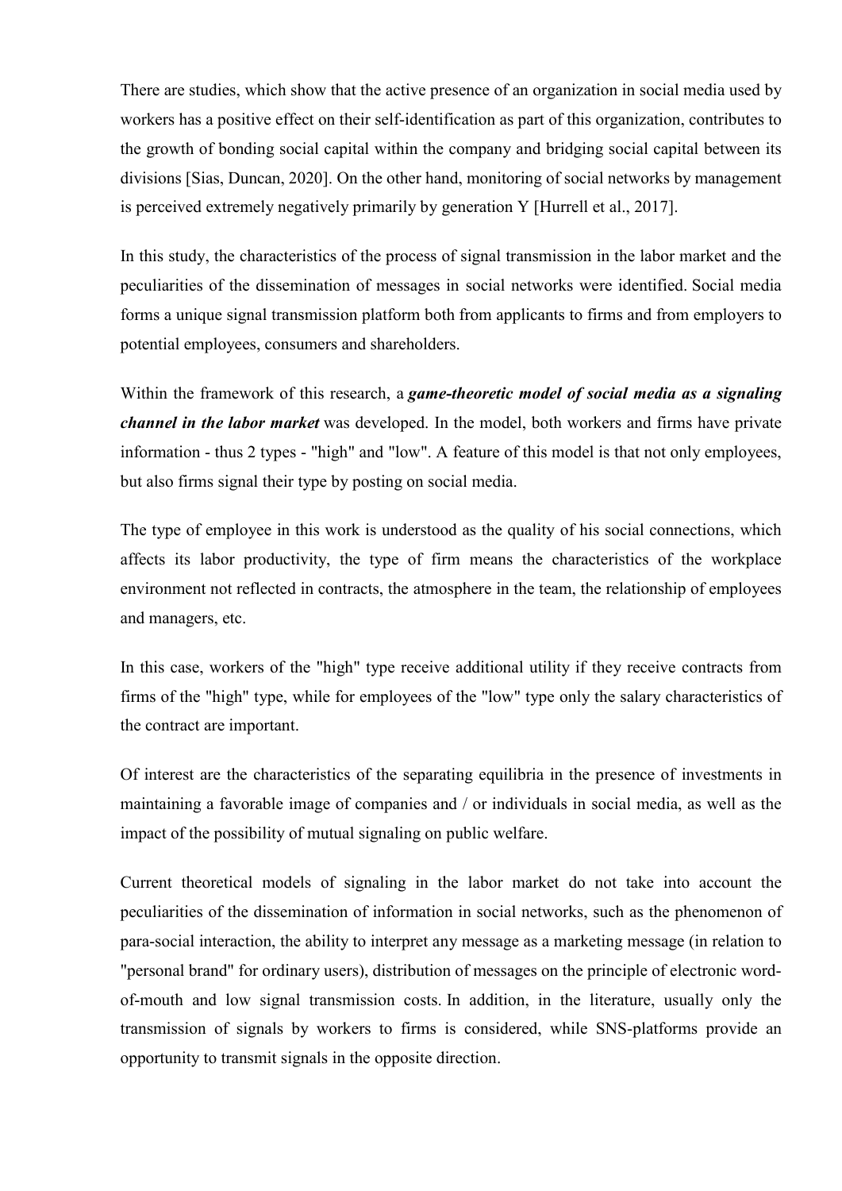There are studies, which show that the active presence of an organization in social media used by workers has a positive effect on their self-identification as part of this organization, contributes to the growth of bonding social capital within the company and bridging social capital between its divisions [Sias, Duncan, 2020]. On the other hand, monitoring of social networks by management is perceived extremely negatively primarily by generation Y [Hurrell et al., 2017].

In this study, the characteristics of the process of signal transmission in the labor market and the peculiarities of the dissemination of messages in social networks were identified. Social media forms a unique signal transmission platform both from applicants to firms and from employers to potential employees, consumers and shareholders.

Within the framework of this research, a ***game-theoretic model of social media as a signaling channel in the labor market*** was developed. In the model, both workers and firms have private information - thus 2 types - "high" and "low". A feature of this model is that not only employees, but also firms signal their type by posting on social media.

The type of employee in this work is understood as the quality of his social connections, which affects its labor productivity, the type of firm means the characteristics of the workplace environment not reflected in contracts, the atmosphere in the team, the relationship of employees and managers, etc.

In this case, workers of the "high" type receive additional utility if they receive contracts from firms of the "high" type, while for employees of the "low" type only the salary characteristics of the contract are important.

Of interest are the characteristics of the separating equilibria in the presence of investments in maintaining a favorable image of companies and / or individuals in social media, as well as the impact of the possibility of mutual signaling on public welfare.

Current theoretical models of signaling in the labor market do not take into account the peculiarities of the dissemination of information in social networks, such as the phenomenon of para-social interaction, the ability to interpret any message as a marketing message (in relation to "personal brand" for ordinary users), distribution of messages on the principle of electronic word-of-mouth and low signal transmission costs. In addition, in the literature, usually only the transmission of signals by workers to firms is considered, while SNS-platforms provide an opportunity to transmit signals in the opposite direction.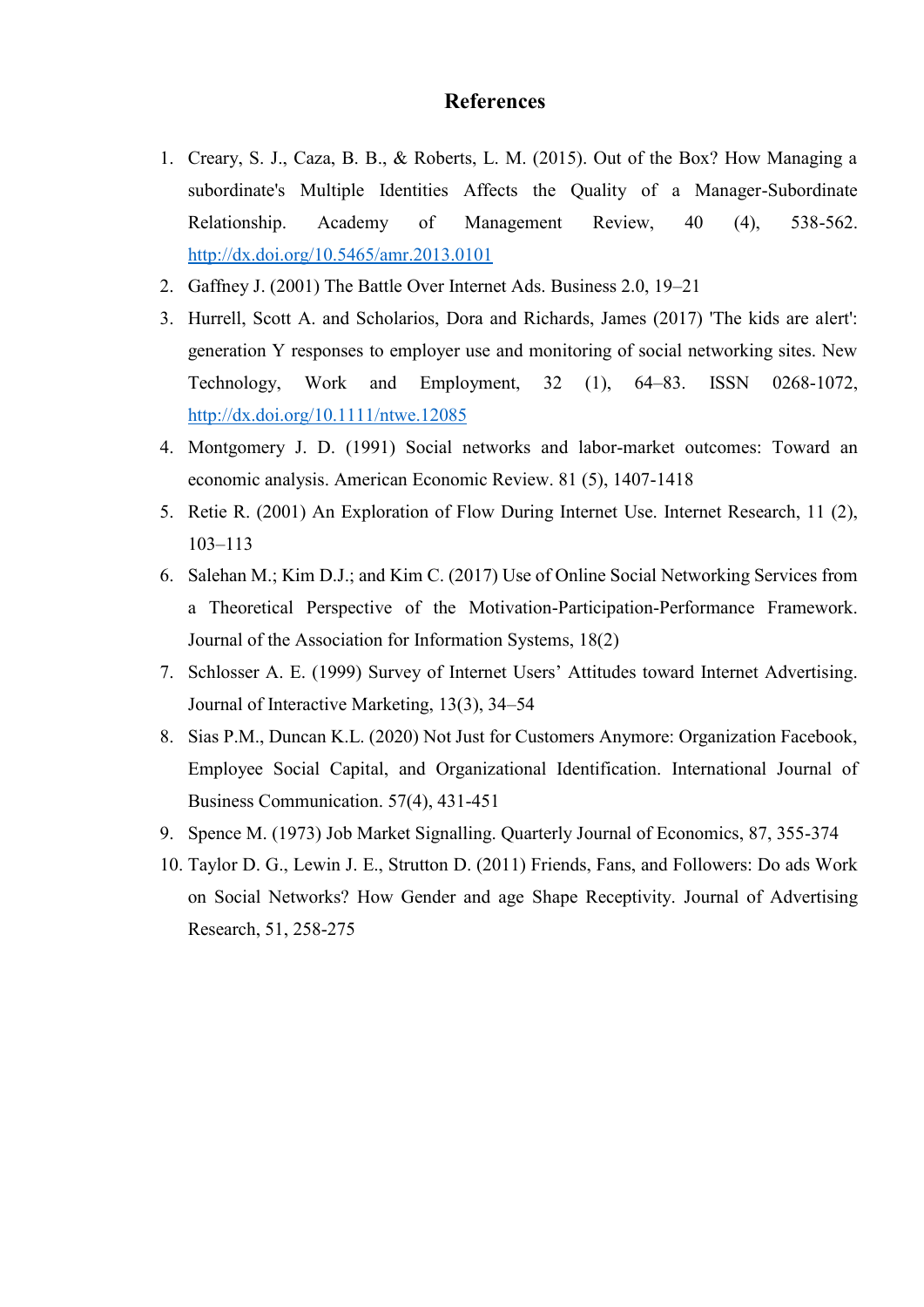# References

1. Creary, S. J., Caza, B. B., & Roberts, L. M. (2015). Out of the Box? How Managing a subordinate's Multiple Identities Affects the Quality of a Manager-Subordinate Relationship. Academy of Management Review, 40 (4), 538-562. http://dx.doi.org/10.5465/amr.2013.0101
2. Gaffney J. (2001) The Battle Over Internet Ads. Business 2.0, 19–21
3. Hurrell, Scott A. and Scholarios, Dora and Richards, James (2017) 'The kids are alert': generation Y responses to employer use and monitoring of social networking sites. New Technology, Work and Employment, 32 (1), 64–83. ISSN 0268-1072, http://dx.doi.org/10.1111/ntwe.12085
4. Montgomery J. D. (1991) Social networks and labor-market outcomes: Toward an economic analysis. American Economic Review. 81 (5), 1407-1418
5. Retie R. (2001) An Exploration of Flow During Internet Use. Internet Research, 11 (2), 103–113
6. Salehan M.; Kim D.J.; and Kim C. (2017) Use of Online Social Networking Services from a Theoretical Perspective of the Motivation-Participation-Performance Framework. Journal of the Association for Information Systems, 18(2)
7. Schlosser A. E. (1999) Survey of Internet Users' Attitudes toward Internet Advertising. Journal of Interactive Marketing, 13(3), 34–54
8. Sias P.M., Duncan K.L. (2020) Not Just for Customers Anymore: Organization Facebook, Employee Social Capital, and Organizational Identification. International Journal of Business Communication. 57(4), 431-451
9. Spence M. (1973) Job Market Signalling. Quarterly Journal of Economics, 87, 355-374
10. Taylor D. G., Lewin J. E., Strutton D. (2011) Friends, Fans, and Followers: Do ads Work on Social Networks? How Gender and age Shape Receptivity. Journal of Advertising Research, 51, 258-275